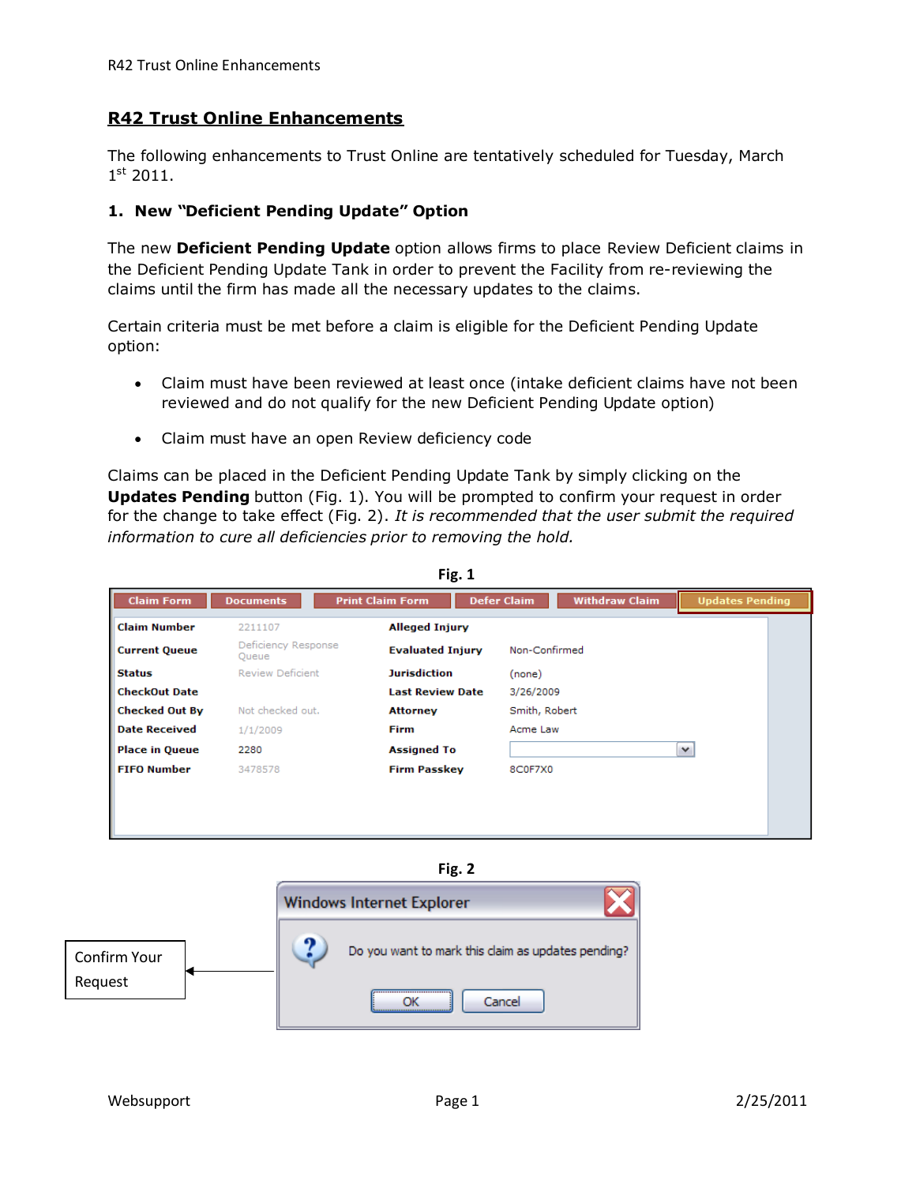# R42 Trust Online Enhancements

The following enhancements to Trust Online are tentatively scheduled for Tuesday, March 1st 2011.

## 1. New "Deficient Pending Update" Option

The new **Deficient Pending Update** option allows firms to place Review Deficient claims in the Deficient Pending Update Tank in order to prevent the Facility from re-reviewing the claims until the firm has made all the necessary updates to the claims.

Certain criteria must be met before a claim is eligible for the Deficient Pending Update option:

- Claim must have been reviewed at least once (intake deficient claims have not been reviewed and do not qualify for the new Deficient Pending Update option)
- Claim must have an open Review deficiency code

Claims can be placed in the Deficient Pending Update Tank by simply clicking on the **Updates Pending** button (Fig. 1). You will be prompted to confirm your request in order for the change to take effect (Fig. 2). *It is recommended that the user submit the required information to cure all deficiencies prior to removing the hold.*

**Fig. 1**

Claim Form | Documents | Print Claim Form | Defer Claim | Withdraw Claim | Updates Pending

| | | | |
|---|---|---|---|
| **Claim Number** | 2211107 | **Alleged Injury** | |
| **Current Queue** | Deficiency Response Queue | **Evaluated Injury** | Non-Confirmed |
| **Status** | Review Deficient | **Jurisdiction** | (none) |
| **CheckOut Date** | | **Last Review Date** | 3/26/2009 |
| **Checked Out By** | Not checked out. | **Attorney** | Smith, Robert |
| **Date Received** | 1/1/2009 | **Firm** | Acme Law |
| **Place in Queue** | 2280 | **Assigned To** | |
| **FIFO Number** | 3478578 | **Firm Passkey** | 8C0F7X0 |

**Fig. 2**

Windows Internet Explorer

Do you want to mark this claim as updates pending?

OK | Cancel

Confirm Your Request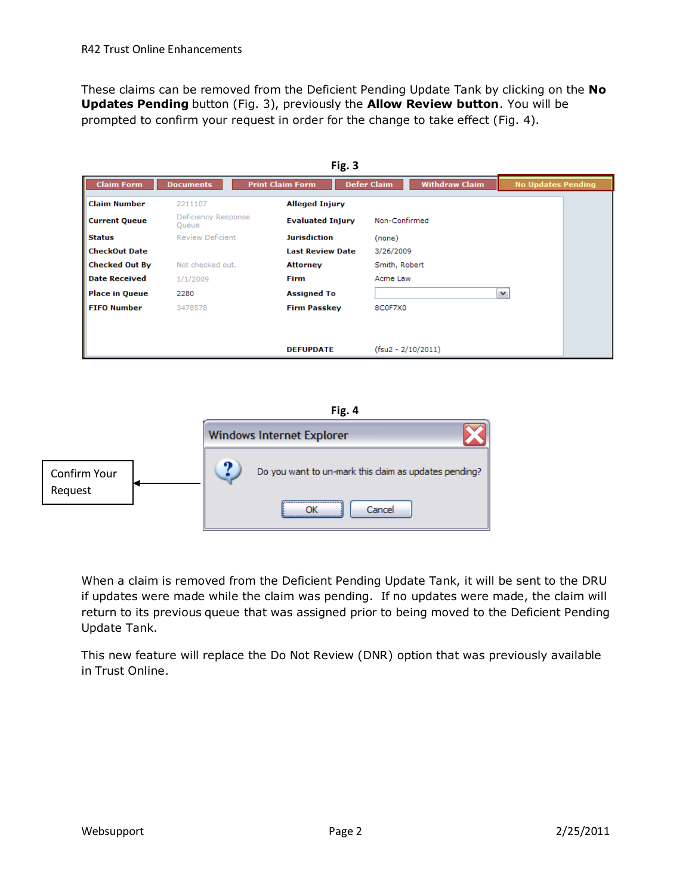These claims can be removed from the Deficient Pending Update Tank by clicking on the **No Updates Pending** button (Fig. 3), previously the **Allow Review button**. You will be prompted to confirm your request in order for the change to take effect (Fig. 4).

**Fig. 3**

Claim Form | Documents | Print Claim Form | Defer Claim | Withdraw Claim | No Updates Pending

| | | | |
|---|---|---|---|
| **Claim Number** | 2211107 | **Alleged Injury** | |
| **Current Queue** | Deficiency Response Queue | **Evaluated Injury** | Non-Confirmed |
| **Status** | Review Deficient | **Jurisdiction** | (none) |
| **CheckOut Date** | | **Last Review Date** | 3/26/2009 |
| **Checked Out By** | Not checked out. | **Attorney** | Smith, Robert |
| **Date Received** | 1/1/2009 | **Firm** | Acme Law |
| **Place in Queue** | 2280 | **Assigned To** | |
| **FIFO Number** | 3478578 | **Firm Passkey** | 8C0F7X0 |
| | | **DEFUPDATE** | (fsu2 - 2/10/2011) |

**Fig. 4**

Windows Internet Explorer

Do you want to un-mark this claim as updates pending?

OK | Cancel

Confirm Your Request

When a claim is removed from the Deficient Pending Update Tank, it will be sent to the DRU if updates were made while the claim was pending. If no updates were made, the claim will return to its previous queue that was assigned prior to being moved to the Deficient Pending Update Tank.

This new feature will replace the Do Not Review (DNR) option that was previously available in Trust Online.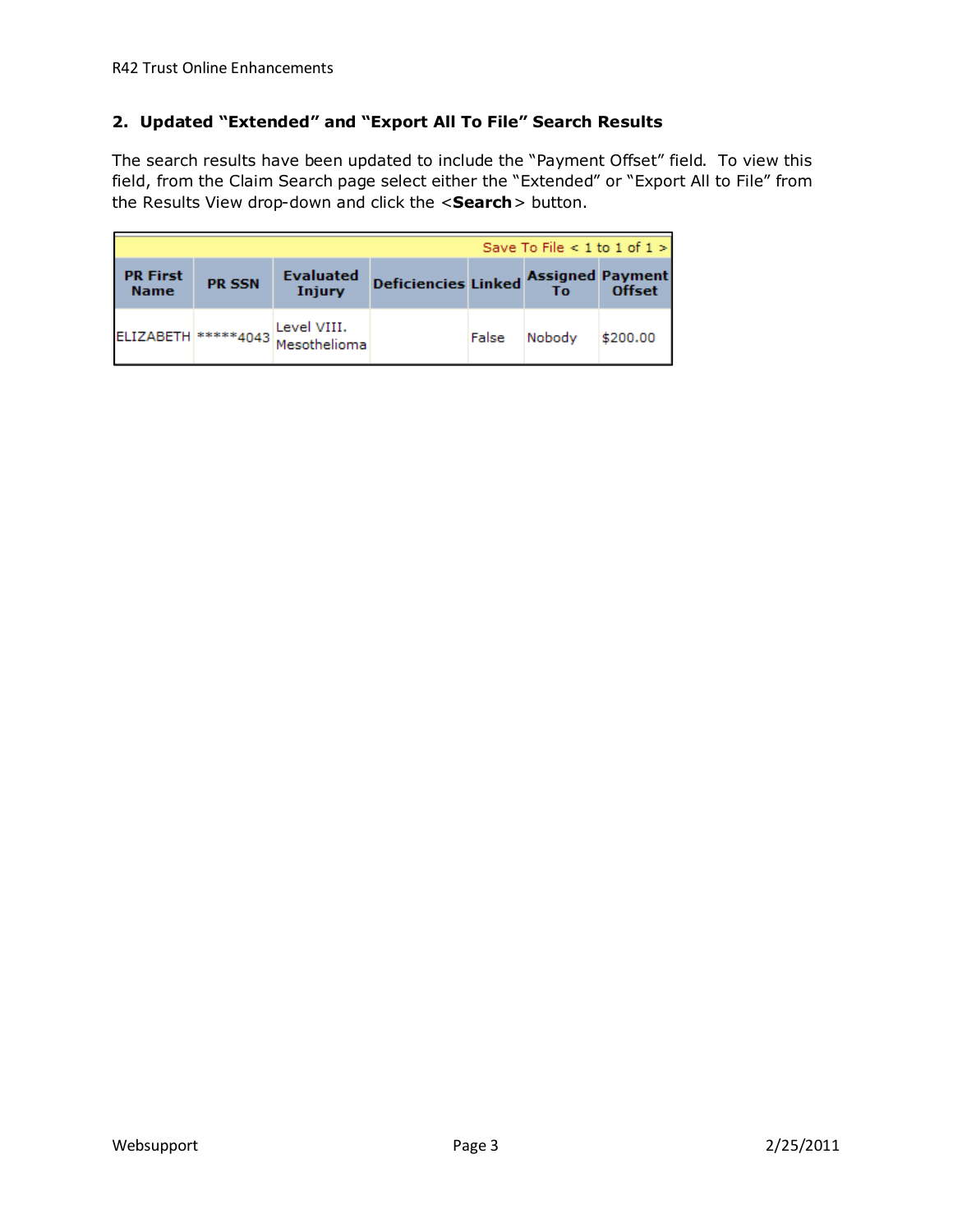## 2. Updated "Extended" and "Export All To File" Search Results

The search results have been updated to include the "Payment Offset" field. To view this field, from the Claim Search page select either the "Extended" or "Export All to File" from the Results View drop-down and click the <**Search**> button.

Save To File < 1 to 1 of 1 >

| PR First Name | PR SSN | Evaluated Injury | Deficiencies | Linked | Assigned To | Payment Offset |
|---|---|---|---|---|---|---|
| ELIZABETH | *****4043 | Level VIII. Mesothelioma | | False | Nobody | $200.00 |